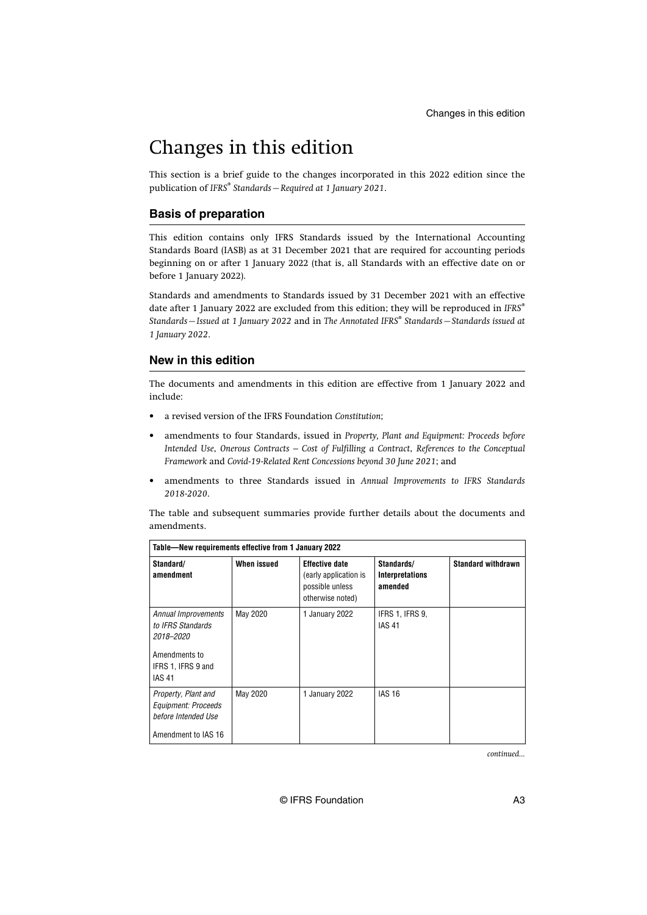# Changes in this edition

This section is a brief guide to the changes incorporated in this 2022 edition since the publication of *IFRS® Standards—Required at 1 January 2021*.

## Basis of preparation

This edition contains only IFRS Standards issued by the International Accounting Standards Board (IASB) as at 31 December 2021 that are required for accounting periods beginning on or after 1 January 2022 (that is, all Standards with an effective date on or before 1 January 2022).

Standards and amendments to Standards issued by 31 December 2021 with an effective date after 1 January 2022 are excluded from this edition; they will be reproduced in *IFRS® Standards—Issued at 1 January 2022* and in *The Annotated IFRS® Standards—Standards issued at 1 January 2022*.

## New in this edition

The documents and amendments in this edition are effective from 1 January 2022 and include:

- a revised version of the IFRS Foundation *Constitution*;
- amendments to four Standards, issued in *Property, Plant and Equipment: Proceeds before Intended Use*, *Onerous Contracts – Cost of Fulfilling a Contract*, *References to the Conceptual Framework* and *Covid-19-Related Rent Concessions beyond 30 June 2021*; and
- amendments to three Standards issued in *Annual Improvements to IFRS Standards 2018-2020*.

The table and subsequent summaries provide further details about the documents and amendments.

**Table—New requirements effective from 1 January 2022**

| Standard/ amendment | When issued | Effective date (early application is possible unless otherwise noted) | Standards/ Interpretations amended | Standard withdrawn |
|---|---|---|---|---|
| *Annual Improvements to IFRS Standards 2018–2020*<br><br>Amendments to IFRS 1, IFRS 9 and IAS 41 | May 2020 | 1 January 2022 | IFRS 1, IFRS 9, IAS 41 | |
| *Property, Plant and Equipment: Proceeds before Intended Use*<br><br>Amendment to IAS 16 | May 2020 | 1 January 2022 | IAS 16 | |

*continued...*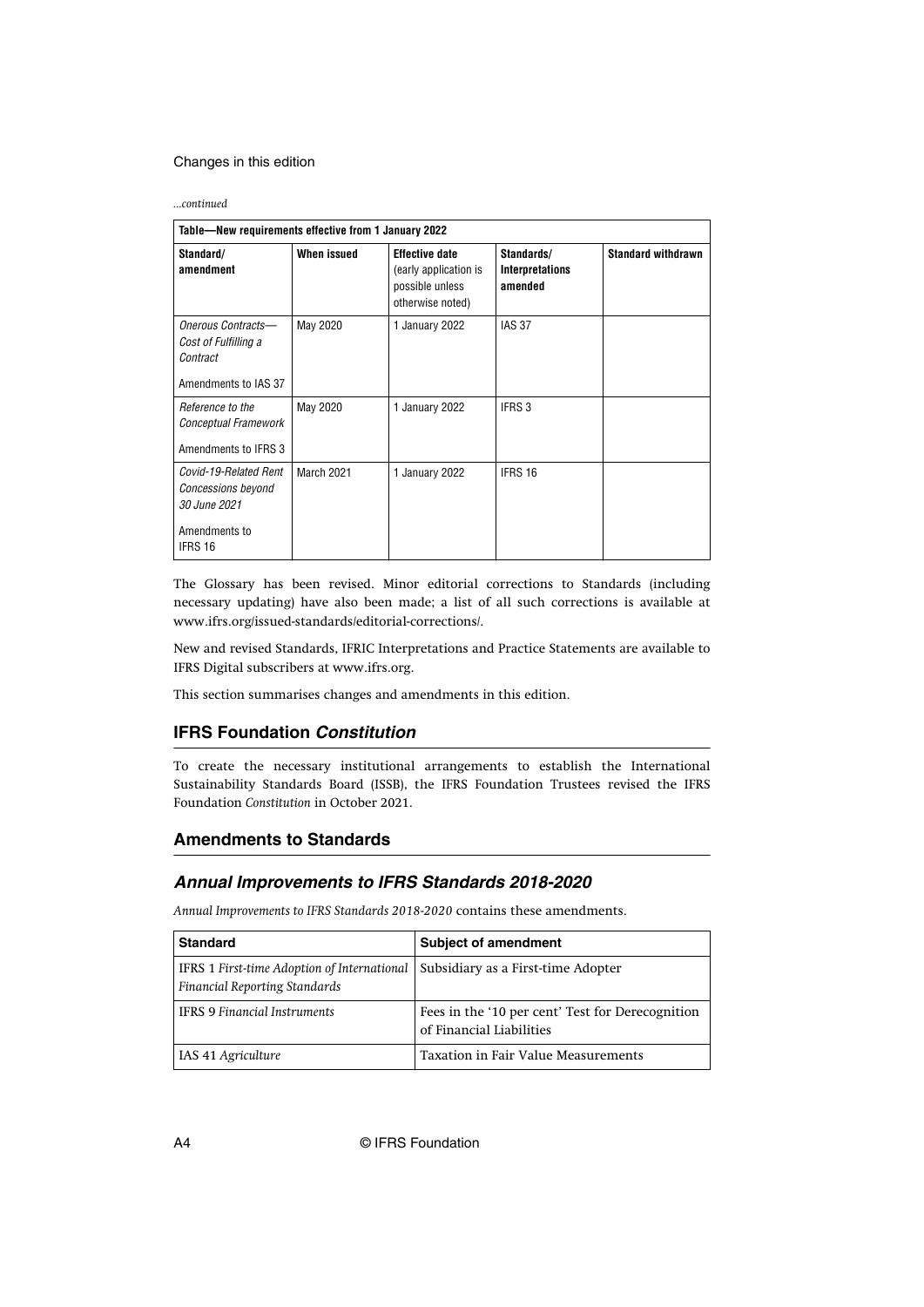*...continued*

| Table—New requirements effective from 1 January 2022 | | | | |
|---|---|---|---|---|
| **Standard/ amendment** | **When issued** | **Effective date** (early application is possible unless otherwise noted) | **Standards/ Interpretations amended** | **Standard withdrawn** |
| *Onerous Contracts—Cost of Fulfilling a Contract*<br><br>Amendments to IAS 37 | May 2020 | 1 January 2022 | IAS 37 | |
| *Reference to the Conceptual Framework*<br><br>Amendments to IFRS 3 | May 2020 | 1 January 2022 | IFRS 3 | |
| *Covid-19-Related Rent Concessions beyond 30 June 2021*<br><br>Amendments to IFRS 16 | March 2021 | 1 January 2022 | IFRS 16 | |

The Glossary has been revised. Minor editorial corrections to Standards (including necessary updating) have also been made; a list of all such corrections is available at www.ifrs.org/issued-standards/editorial-corrections/.

New and revised Standards, IFRIC Interpretations and Practice Statements are available to IFRS Digital subscribers at www.ifrs.org.

This section summarises changes and amendments in this edition.

## IFRS Foundation *Constitution*

To create the necessary institutional arrangements to establish the International Sustainability Standards Board (ISSB), the IFRS Foundation Trustees revised the IFRS Foundation *Constitution* in October 2021.

## Amendments to Standards

### *Annual Improvements to IFRS Standards 2018-2020*

*Annual Improvements to IFRS Standards 2018-2020* contains these amendments.

| **Standard** | **Subject of amendment** |
|---|---|
| IFRS 1 *First-time Adoption of International Financial Reporting Standards* | Subsidiary as a First-time Adopter |
| IFRS 9 *Financial Instruments* | Fees in the '10 per cent' Test for Derecognition of Financial Liabilities |
| IAS 41 *Agriculture* | Taxation in Fair Value Measurements |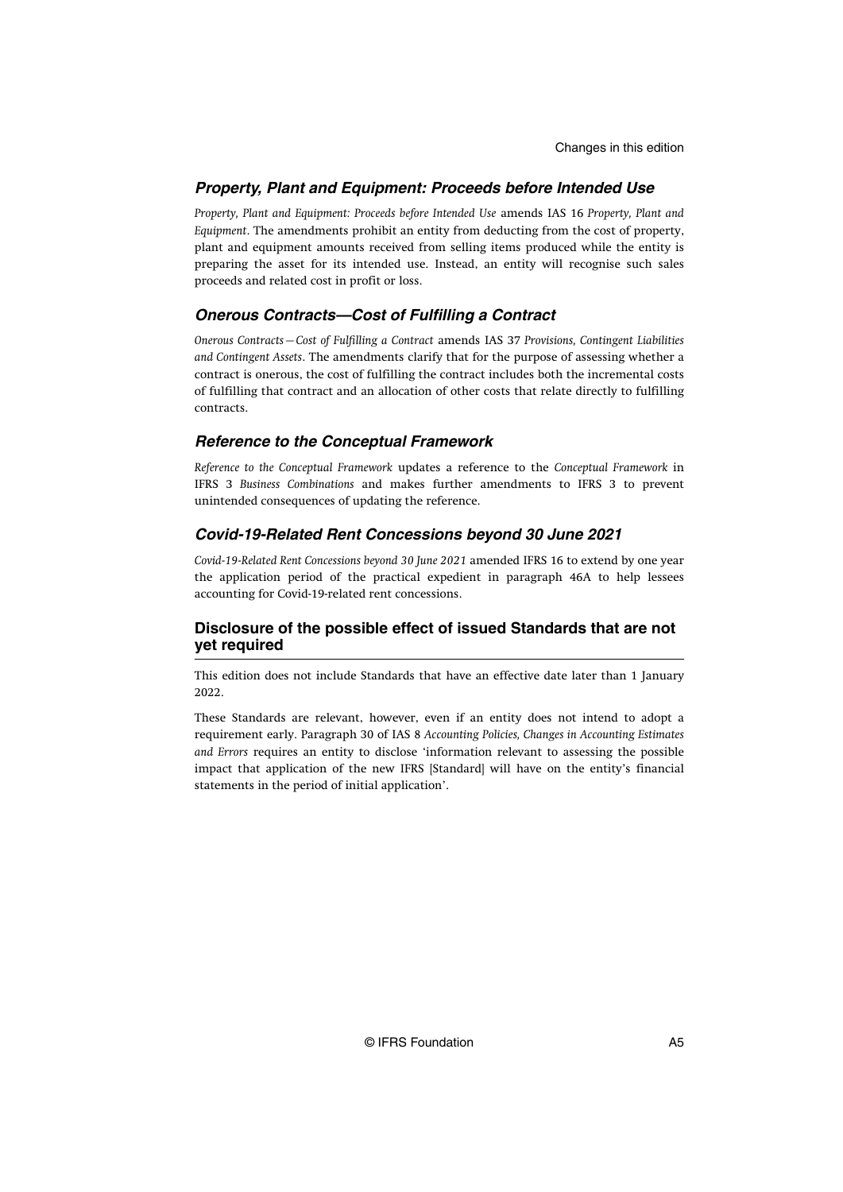### *Property, Plant and Equipment: Proceeds before Intended Use*

*Property, Plant and Equipment: Proceeds before Intended Use* amends IAS 16 *Property, Plant and Equipment*. The amendments prohibit an entity from deducting from the cost of property, plant and equipment amounts received from selling items produced while the entity is preparing the asset for its intended use. Instead, an entity will recognise such sales proceeds and related cost in profit or loss.

### *Onerous Contracts—Cost of Fulfilling a Contract*

*Onerous Contracts—Cost of Fulfilling a Contract* amends IAS 37 *Provisions, Contingent Liabilities and Contingent Assets*. The amendments clarify that for the purpose of assessing whether a contract is onerous, the cost of fulfilling the contract includes both the incremental costs of fulfilling that contract and an allocation of other costs that relate directly to fulfilling contracts.

### *Reference to the Conceptual Framework*

*Reference to the Conceptual Framework* updates a reference to the *Conceptual Framework* in IFRS 3 *Business Combinations* and makes further amendments to IFRS 3 to prevent unintended consequences of updating the reference.

### *Covid-19-Related Rent Concessions beyond 30 June 2021*

*Covid-19-Related Rent Concessions beyond 30 June 2021* amended IFRS 16 to extend by one year the application period of the practical expedient in paragraph 46A to help lessees accounting for Covid-19-related rent concessions.

## Disclosure of the possible effect of issued Standards that are not yet required

This edition does not include Standards that have an effective date later than 1 January 2022.

These Standards are relevant, however, even if an entity does not intend to adopt a requirement early. Paragraph 30 of IAS 8 *Accounting Policies, Changes in Accounting Estimates and Errors* requires an entity to disclose 'information relevant to assessing the possible impact that application of the new IFRS [Standard] will have on the entity's financial statements in the period of initial application'.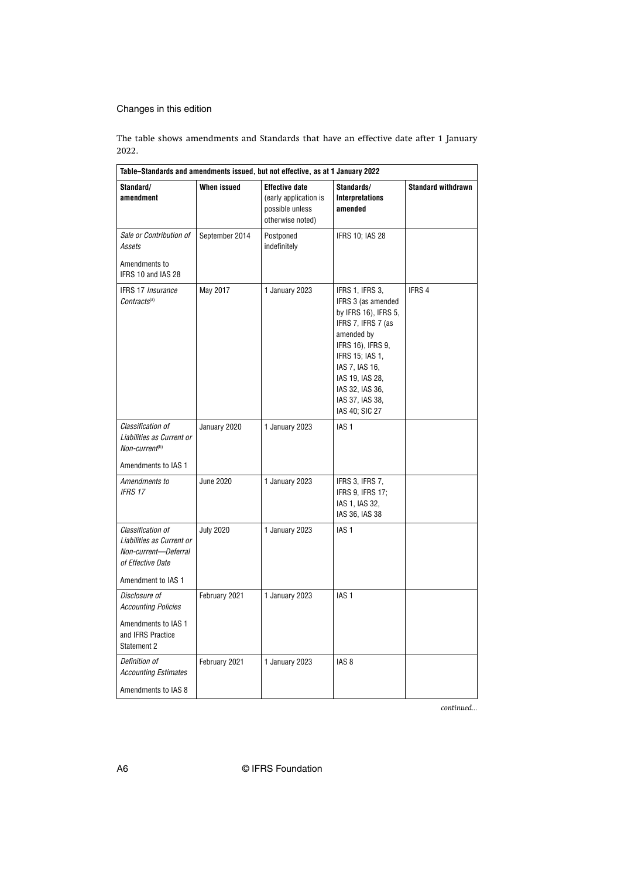Changes in this edition

The table shows amendments and Standards that have an effective date after 1 January 2022.

| Table–Standards and amendments issued, but not effective, as at 1 January 2022 | | | | |
|---|---|---|---|---|
| **Standard/ amendment** | **When issued** | **Effective date** (early application is possible unless otherwise noted) | **Standards/ Interpretations amended** | **Standard withdrawn** |
| *Sale or Contribution of Assets* Amendments to IFRS 10 and IAS 28 | September 2014 | Postponed indefinitely | IFRS 10; IAS 28 | |
| IFRS 17 *Insurance Contracts*[(a)] | May 2017 | 1 January 2023 | IFRS 1, IFRS 3, IFRS 3 (as amended by IFRS 16), IFRS 5, IFRS 7, IFRS 7 (as amended by IFRS 16), IFRS 9, IFRS 15; IAS 1, IAS 7, IAS 16, IAS 19, IAS 28, IAS 32, IAS 36, IAS 37, IAS 38, IAS 40; SIC 27 | IFRS 4 |
| *Classification of Liabilities as Current or Non-current*[(b)] Amendments to IAS 1 | January 2020 | 1 January 2023 | IAS 1 | |
| *Amendments to IFRS 17* | June 2020 | 1 January 2023 | IFRS 3, IFRS 7, IFRS 9, IFRS 17; IAS 1, IAS 32, IAS 36, IAS 38 | |
| *Classification of Liabilities as Current or Non-current—Deferral of Effective Date* Amendment to IAS 1 | July 2020 | 1 January 2023 | IAS 1 | |
| *Disclosure of Accounting Policies* Amendments to IAS 1 and IFRS Practice Statement 2 | February 2021 | 1 January 2023 | IAS 1 | |
| *Definition of Accounting Estimates* Amendments to IAS 8 | February 2021 | 1 January 2023 | IAS 8 | |

*continued...*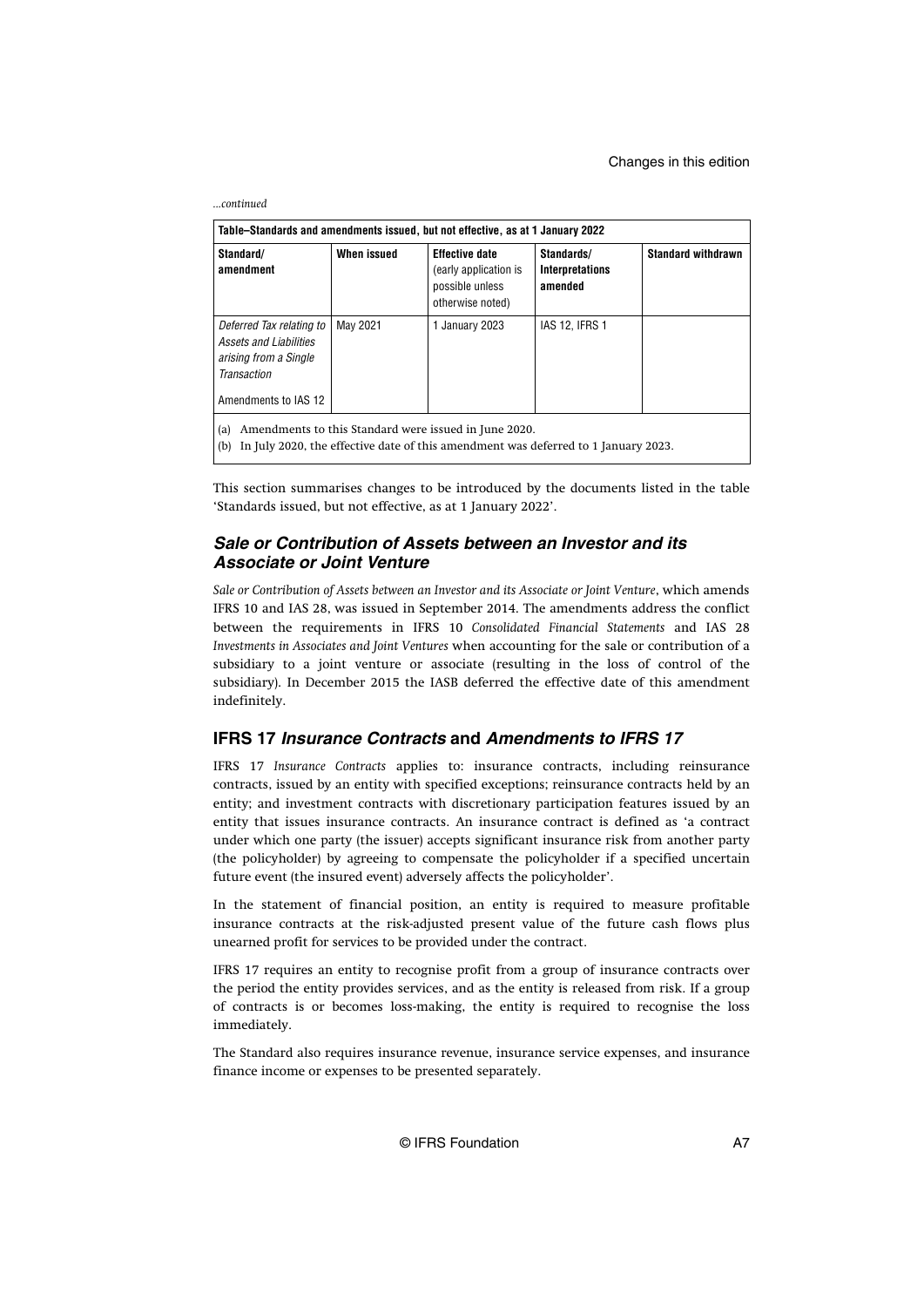*...continued*

**Table–Standards and amendments issued, but not effective, as at 1 January 2022**

| Standard/ amendment | When issued | Effective date (early application is possible unless otherwise noted) | Standards/ Interpretations amended | Standard withdrawn |
|---|---|---|---|---|
| *Deferred Tax relating to Assets and Liabilities arising from a Single Transaction* Amendments to IAS 12 | May 2021 | 1 January 2023 | IAS 12, IFRS 1 | |

(a) Amendments to this Standard were issued in June 2020.
(b) In July 2020, the effective date of this amendment was deferred to 1 January 2023.

This section summarises changes to be introduced by the documents listed in the table 'Standards issued, but not effective, as at 1 January 2022'.

## *Sale or Contribution of Assets between an Investor and its Associate or Joint Venture*

*Sale or Contribution of Assets between an Investor and its Associate or Joint Venture*, which amends IFRS 10 and IAS 28, was issued in September 2014. The amendments address the conflict between the requirements in IFRS 10 *Consolidated Financial Statements* and IAS 28 *Investments in Associates and Joint Ventures* when accounting for the sale or contribution of a subsidiary to a joint venture or associate (resulting in the loss of control of the subsidiary). In December 2015 the IASB deferred the effective date of this amendment indefinitely.

## IFRS 17 *Insurance Contracts* and *Amendments to IFRS 17*

IFRS 17 *Insurance Contracts* applies to: insurance contracts, including reinsurance contracts, issued by an entity with specified exceptions; reinsurance contracts held by an entity; and investment contracts with discretionary participation features issued by an entity that issues insurance contracts. An insurance contract is defined as 'a contract under which one party (the issuer) accepts significant insurance risk from another party (the policyholder) by agreeing to compensate the policyholder if a specified uncertain future event (the insured event) adversely affects the policyholder'.

In the statement of financial position, an entity is required to measure profitable insurance contracts at the risk-adjusted present value of the future cash flows plus unearned profit for services to be provided under the contract.

IFRS 17 requires an entity to recognise profit from a group of insurance contracts over the period the entity provides services, and as the entity is released from risk. If a group of contracts is or becomes loss-making, the entity is required to recognise the loss immediately.

The Standard also requires insurance revenue, insurance service expenses, and insurance finance income or expenses to be presented separately.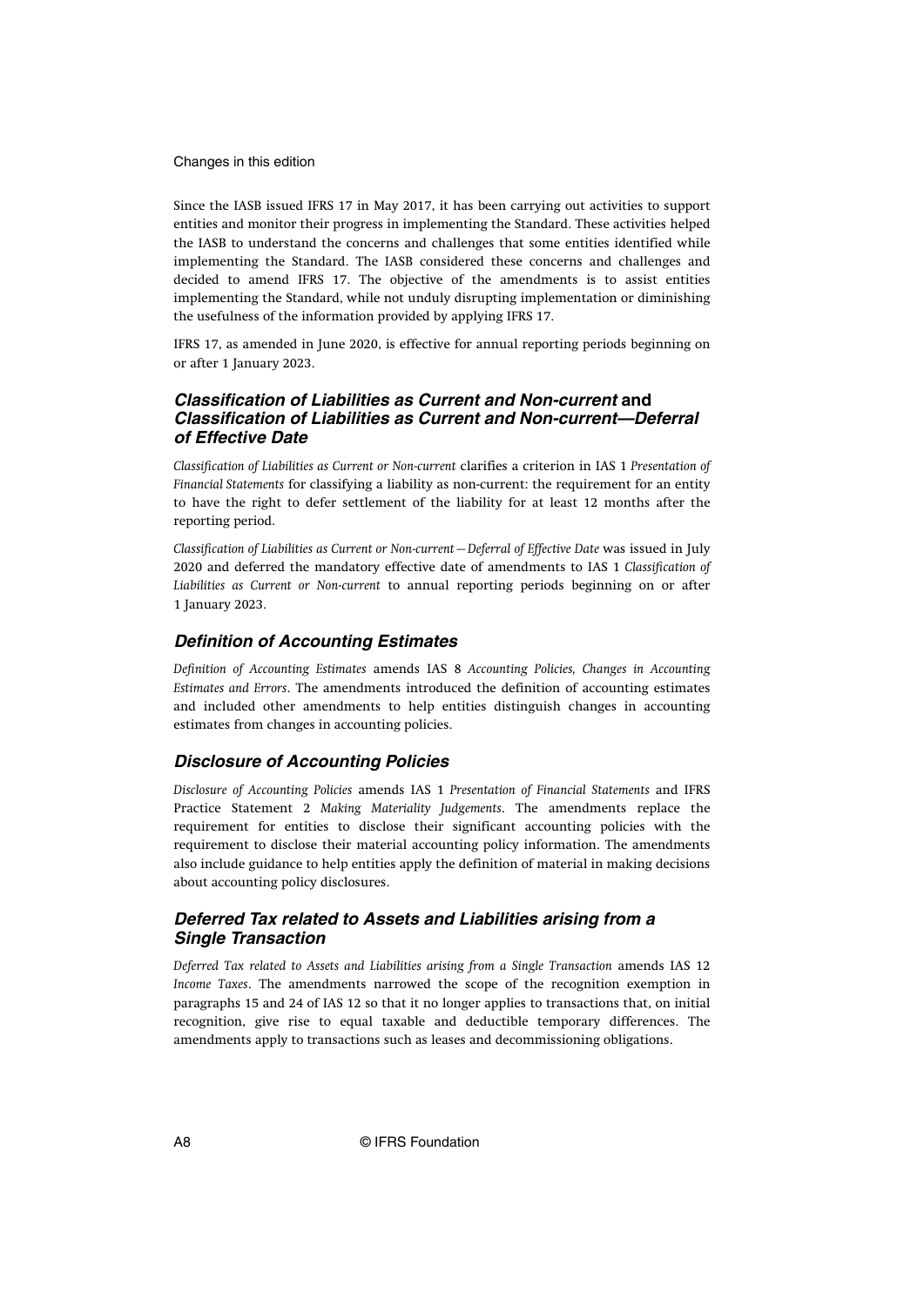Since the IASB issued IFRS 17 in May 2017, it has been carrying out activities to support entities and monitor their progress in implementing the Standard. These activities helped the IASB to understand the concerns and challenges that some entities identified while implementing the Standard. The IASB considered these concerns and challenges and decided to amend IFRS 17. The objective of the amendments is to assist entities implementing the Standard, while not unduly disrupting implementation or diminishing the usefulness of the information provided by applying IFRS 17.

IFRS 17, as amended in June 2020, is effective for annual reporting periods beginning on or after 1 January 2023.

### *Classification of Liabilities as Current and Non-current* and *Classification of Liabilities as Current and Non-current—Deferral of Effective Date*

*Classification of Liabilities as Current or Non-current* clarifies a criterion in IAS 1 *Presentation of Financial Statements* for classifying a liability as non-current: the requirement for an entity to have the right to defer settlement of the liability for at least 12 months after the reporting period.

*Classification of Liabilities as Current or Non-current—Deferral of Effective Date* was issued in July 2020 and deferred the mandatory effective date of amendments to IAS 1 *Classification of Liabilities as Current or Non-current* to annual reporting periods beginning on or after 1 January 2023.

### *Definition of Accounting Estimates*

*Definition of Accounting Estimates* amends IAS 8 *Accounting Policies, Changes in Accounting Estimates and Errors*. The amendments introduced the definition of accounting estimates and included other amendments to help entities distinguish changes in accounting estimates from changes in accounting policies.

### *Disclosure of Accounting Policies*

*Disclosure of Accounting Policies* amends IAS 1 *Presentation of Financial Statements* and IFRS Practice Statement 2 *Making Materiality Judgements*. The amendments replace the requirement for entities to disclose their significant accounting policies with the requirement to disclose their material accounting policy information. The amendments also include guidance to help entities apply the definition of material in making decisions about accounting policy disclosures.

### *Deferred Tax related to Assets and Liabilities arising from a Single Transaction*

*Deferred Tax related to Assets and Liabilities arising from a Single Transaction* amends IAS 12 *Income Taxes*. The amendments narrowed the scope of the recognition exemption in paragraphs 15 and 24 of IAS 12 so that it no longer applies to transactions that, on initial recognition, give rise to equal taxable and deductible temporary differences. The amendments apply to transactions such as leases and decommissioning obligations.